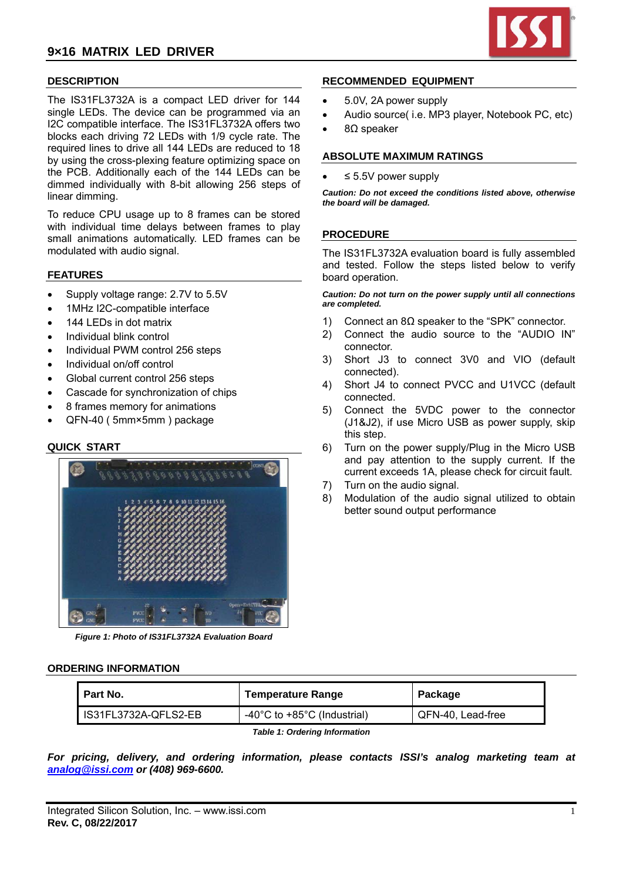# 9×16 MATRIX LED DRIVER

## DESCRIPTION

The IS31FL3732A is a compact LED driver for 144 single LEDs. The device can be programmed via an I2C compatible interface. The IS31FL3732A offers two blocks each driving 72 LEDs with 1/9 cycle rate. The required lines to drive all 144 LEDs are reduced to 18 by using the cross-plexing feature optimizing space on the PCB. Additionally each of the 144 LEDs can be dimmed individually with 8-bit allowing 256 steps of linear dimming.

To reduce CPU usage up to 8 frames can be stored with individual time delays between frames to play small animations automatically. LED frames can be modulated with audio signal.

## FEATURES

- Supply voltage range: 2.7V to 5.5V
- 1MHz I2C-compatible interface
- 144 LEDs in dot matrix
- Individual blink control
- Individual PWM control 256 steps
- Individual on/off control
- Global current control 256 steps
- Cascade for synchronization of chips
- 8 frames memory for animations
- QFN-40 ( 5mm×5mm ) package

## QUICK START

*Figure 1: Photo of IS31FL3732A Evaluation Board*

## RECOMMENDED EQUIPMENT

- 5.0V, 2A power supply
- Audio source( i.e. MP3 player, Notebook PC, etc)
- 8Ω speaker

## ABSOLUTE MAXIMUM RATINGS

- ≤ 5.5V power supply

***Caution: Do not exceed the conditions listed above, otherwise the board will be damaged.***

## PROCEDURE

The IS31FL3732A evaluation board is fully assembled and tested. Follow the steps listed below to verify board operation.

***Caution: Do not turn on the power supply until all connections are completed.***

1) Connect an 8Ω speaker to the “SPK” connector.
2) Connect the audio source to the “AUDIO IN” connector.
3) Short J3 to connect 3V0 and VIO (default connected).
4) Short J4 to connect PVCC and U1VCC (default connected.
5) Connect the 5VDC power to the connector (J1&J2), if use Micro USB as power supply, skip this step.
6) Turn on the power supply/Plug in the Micro USB and pay attention to the supply current. If the current exceeds 1A, please check for circuit fault.
7) Turn on the audio signal.
8) Modulation of the audio signal utilized to obtain better sound output performance

## ORDERING INFORMATION

| Part No. | Temperature Range | Package |
|---|---|---|
| IS31FL3732A-QFLS2-EB | -40°C to +85°C (Industrial) | QFN-40, Lead-free |

*Table 1: Ordering Information*

***For pricing, delivery, and ordering information, please contacts ISSI’s analog marketing team at [analog@issi.com](mailto:analog@issi.com) or (408) 969-6600.***

Integrated Silicon Solution, Inc. – www.issi.com
**Rev. C, 08/22/2017**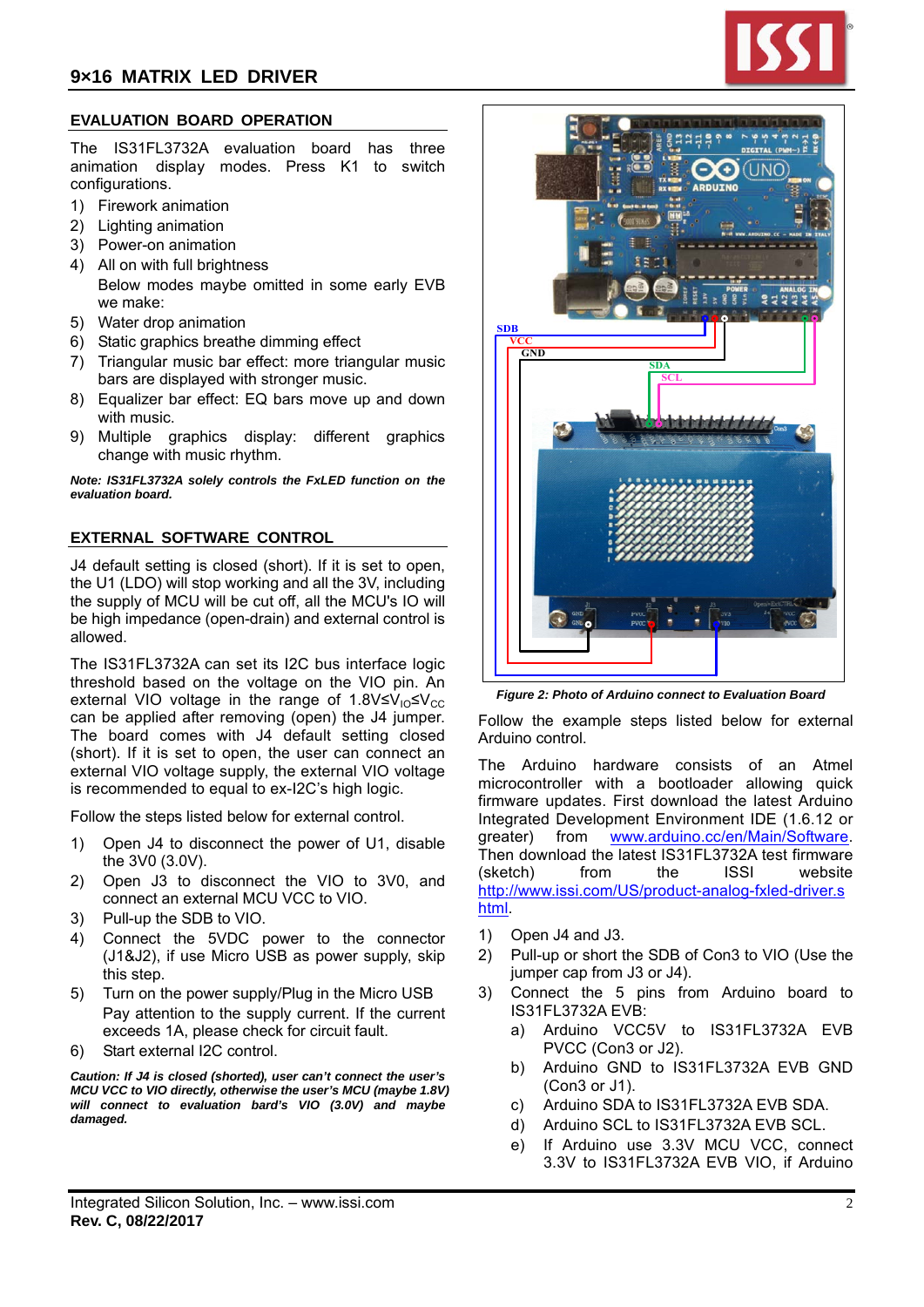## EVALUATION BOARD OPERATION

The IS31FL3732A evaluation board has three animation display modes. Press K1 to switch configurations.

1) Firework animation
2) Lighting animation
3) Power-on animation
4) All on with full brightness

   Below modes maybe omitted in some early EVB we make:

5) Water drop animation
6) Static graphics breathe dimming effect
7) Triangular music bar effect: more triangular music bars are displayed with stronger music.
8) Equalizer bar effect: EQ bars move up and down with music.
9) Multiple graphics display: different graphics change with music rhythm.

***Note: IS31FL3732A solely controls the FxLED function on the evaluation board.***

## EXTERNAL SOFTWARE CONTROL

J4 default setting is closed (short). If it is set to open, the U1 (LDO) will stop working and all the 3V, including the supply of MCU will be cut off, all the MCU's IO will be high impedance (open-drain) and external control is allowed.

The IS31FL3732A can set its I2C bus interface logic threshold based on the voltage on the VIO pin. An external VIO voltage in the range of $1.8V \le V_{IO} \le V_{CC}$ can be applied after removing (open) the J4 jumper. The board comes with J4 default setting closed (short). If it is set to open, the user can connect an external VIO voltage supply, the external VIO voltage is recommended to equal to ex-I2C's high logic.

Follow the steps listed below for external control.

1) Open J4 to disconnect the power of U1, disable the 3V0 (3.0V).
2) Open J3 to disconnect the VIO to 3V0, and connect an external MCU VCC to VIO.
3) Pull-up the SDB to VIO.
4) Connect the 5VDC power to the connector (J1&J2), if use Micro USB as power supply, skip this step.
5) Turn on the power supply/Plug in the Micro USB

   Pay attention to the supply current. If the current exceeds 1A, please check for circuit fault.
6) Start external I2C control.

***Caution: If J4 is closed (shorted), user can't connect the user's MCU VCC to VIO directly, otherwise the user's MCU (maybe 1.8V) will connect to evaluation bard's VIO (3.0V) and maybe damaged.***

*Figure 2: Photo of Arduino connect to Evaluation Board*

Follow the example steps listed below for external Arduino control.

The Arduino hardware consists of an Atmel microcontroller with a bootloader allowing quick firmware updates. First download the latest Arduino Integrated Development Environment IDE (1.6.12 or greater) from www.arduino.cc/en/Main/Software. Then download the latest IS31FL3732A test firmware (sketch) from the ISSI website http://www.issi.com/US/product-analog-fxled-driver.shtml.

1) Open J4 and J3.
2) Pull-up or short the SDB of Con3 to VIO (Use the jumper cap from J3 or J4).
3) Connect the 5 pins from Arduino board to IS31FL3732A EVB:
   a) Arduino VCC5V to IS31FL3732A EVB PVCC (Con3 or J2).
   b) Arduino GND to IS31FL3732A EVB GND (Con3 or J1).
   c) Arduino SDA to IS31FL3732A EVB SDA.
   d) Arduino SCL to IS31FL3732A EVB SCL.
   e) If Arduino use 3.3V MCU VCC, connect 3.3V to IS31FL3732A EVB VIO, if Arduino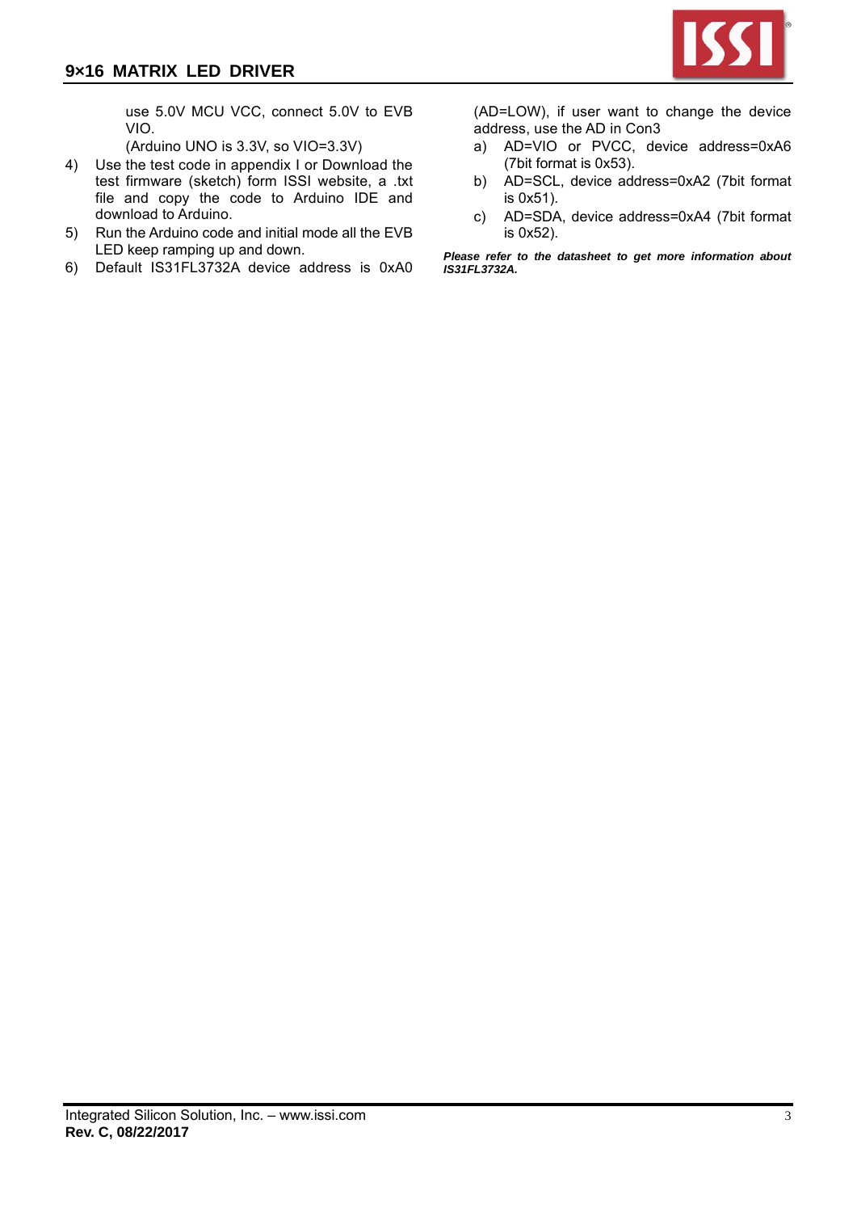use 5.0V MCU VCC, connect 5.0V to EVB VIO.

(Arduino UNO is 3.3V, so VIO=3.3V)

4) Use the test code in appendix I or Download the test firmware (sketch) form ISSI website, a .txt file and copy the code to Arduino IDE and download to Arduino.
5) Run the Arduino code and initial mode all the EVB LED keep ramping up and down.
6) Default IS31FL3732A device address is 0xA0 (AD=LOW), if user want to change the device address, use the AD in Con3
   a) AD=VIO or PVCC, device address=0xA6 (7bit format is 0x53).
   b) AD=SCL, device address=0xA2 (7bit format is 0x51).
   c) AD=SDA, device address=0xA4 (7bit format is 0x52).

***Please refer to the datasheet to get more information about IS31FL3732A.***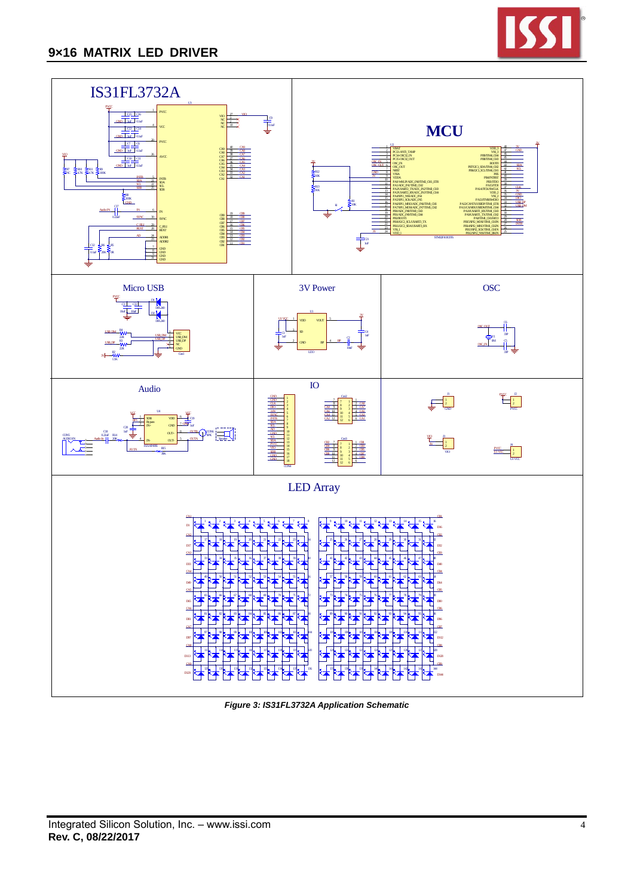Figure 3: IS31FL3732A Application Schematic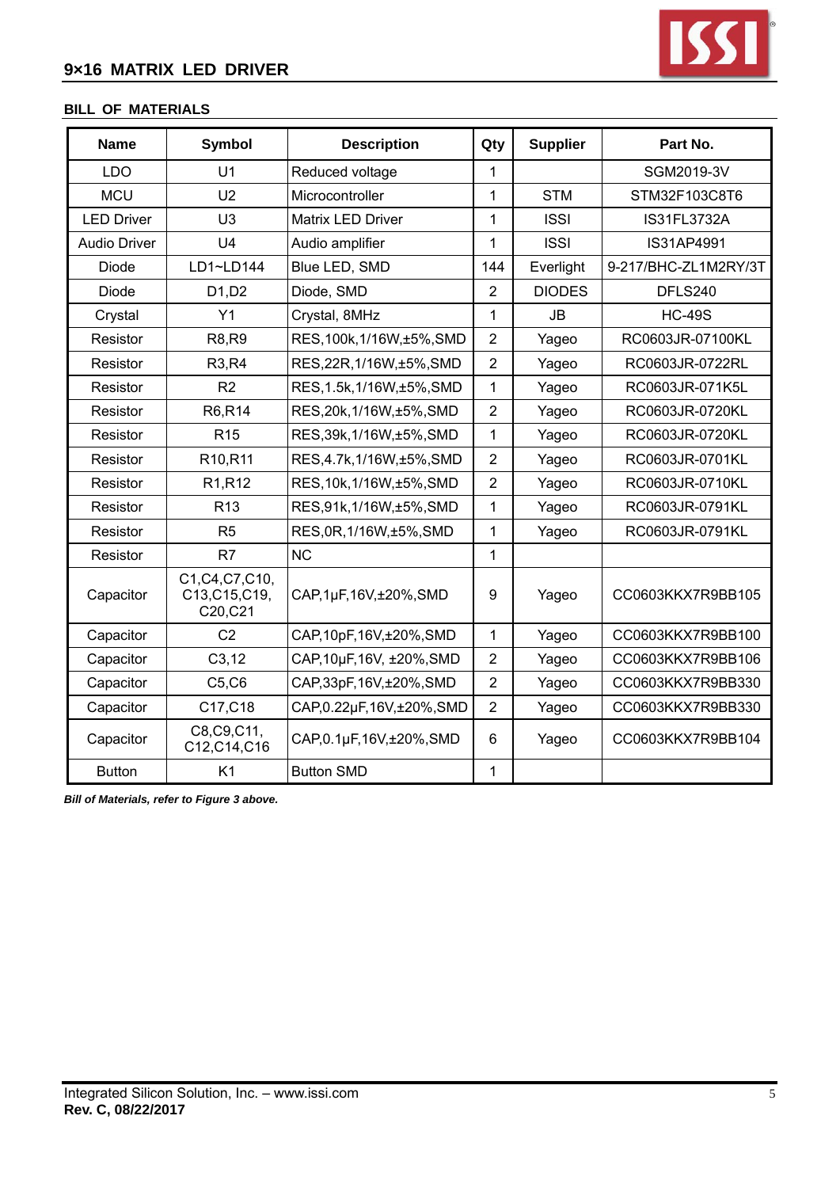## BILL OF MATERIALS

| Name | Symbol | Description | Qty | Supplier | Part No. |
|---|---|---|---|---|---|
| LDO | U1 | Reduced voltage | 1 | | SGM2019-3V |
| MCU | U2 | Microcontroller | 1 | STM | STM32F103C8T6 |
| LED Driver | U3 | Matrix LED Driver | 1 | ISSI | IS31FL3732A |
| Audio Driver | U4 | Audio amplifier | 1 | ISSI | IS31AP4991 |
| Diode | LD1~LD144 | Blue LED, SMD | 144 | Everlight | 9-217/BHC-ZL1M2RY/3T |
| Diode | D1,D2 | Diode, SMD | 2 | DIODES | DFLS240 |
| Crystal | Y1 | Crystal, 8MHz | 1 | JB | HC-49S |
| Resistor | R8,R9 | RES,100k,1/16W,±5%,SMD | 2 | Yageo | RC0603JR-07100KL |
| Resistor | R3,R4 | RES,22R,1/16W,±5%,SMD | 2 | Yageo | RC0603JR-0722RL |
| Resistor | R2 | RES,1.5k,1/16W,±5%,SMD | 1 | Yageo | RC0603JR-071K5L |
| Resistor | R6,R14 | RES,20k,1/16W,±5%,SMD | 2 | Yageo | RC0603JR-0720KL |
| Resistor | R15 | RES,39k,1/16W,±5%,SMD | 1 | Yageo | RC0603JR-0720KL |
| Resistor | R10,R11 | RES,4.7k,1/16W,±5%,SMD | 2 | Yageo | RC0603JR-0701KL |
| Resistor | R1,R12 | RES,10k,1/16W,±5%,SMD | 2 | Yageo | RC0603JR-0710KL |
| Resistor | R13 | RES,91k,1/16W,±5%,SMD | 1 | Yageo | RC0603JR-0791KL |
| Resistor | R5 | RES,0R,1/16W,±5%,SMD | 1 | Yageo | RC0603JR-0791KL |
| Resistor | R7 | NC | 1 | | |
| Capacitor | C1,C4,C7,C10, C13,C15,C19, C20,C21 | CAP,1μF,16V,±20%,SMD | 9 | Yageo | CC0603KKX7R9BB105 |
| Capacitor | C2 | CAP,10pF,16V,±20%,SMD | 1 | Yageo | CC0603KKX7R9BB100 |
| Capacitor | C3,12 | CAP,10μF,16V, ±20%,SMD | 2 | Yageo | CC0603KKX7R9BB106 |
| Capacitor | C5,C6 | CAP,33pF,16V,±20%,SMD | 2 | Yageo | CC0603KKX7R9BB330 |
| Capacitor | C17,C18 | CAP,0.22μF,16V,±20%,SMD | 2 | Yageo | CC0603KKX7R9BB330 |
| Capacitor | C8,C9,C11, C12,C14,C16 | CAP,0.1μF,16V,±20%,SMD | 6 | Yageo | CC0603KKX7R9BB104 |
| Button | K1 | Button SMD | 1 | | |

***Bill of Materials, refer to Figure 3 above.***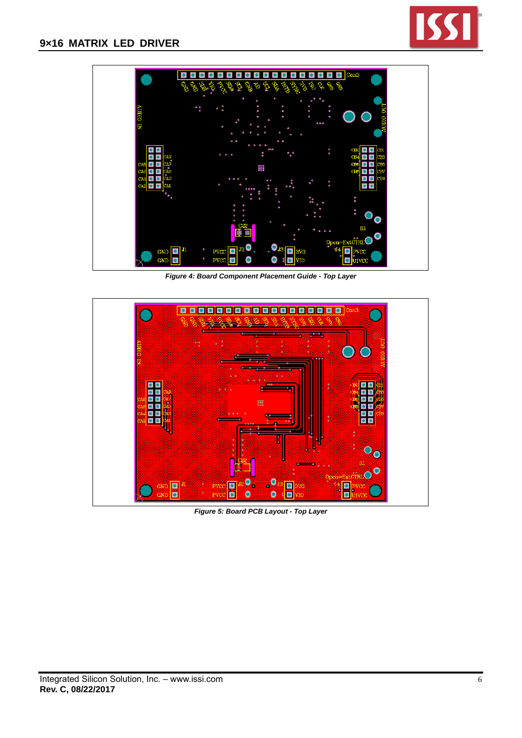*Figure 4: Board Component Placement Guide - Top Layer*

*Figure 5: Board PCB Layout - Top Layer*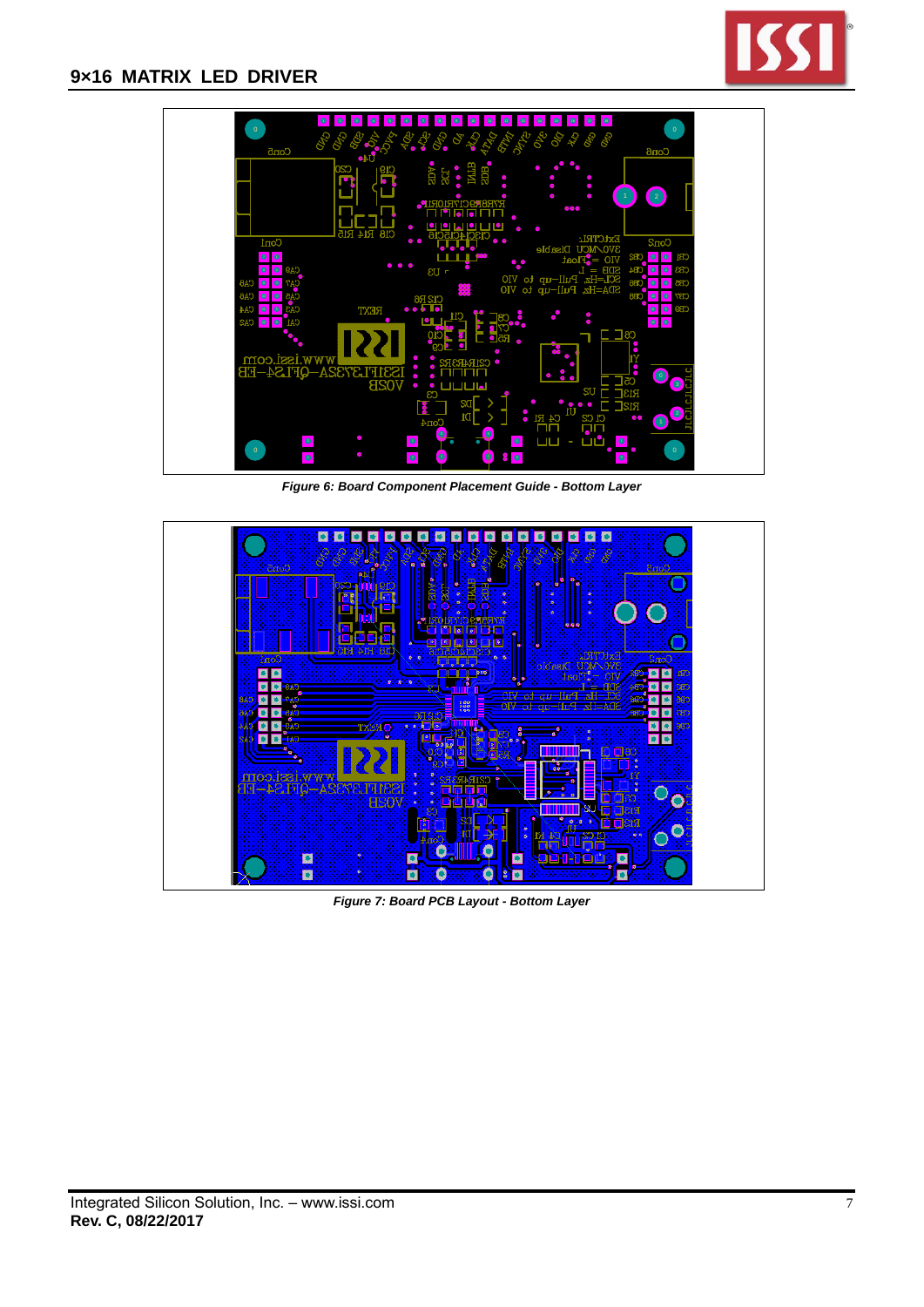*Figure 6: Board Component Placement Guide - Bottom Layer*

*Figure 7: Board PCB Layout - Bottom Layer*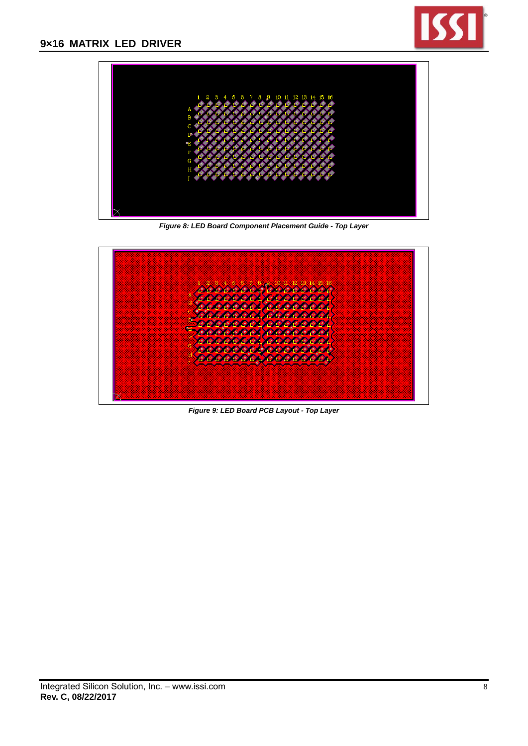*Figure 8: LED Board Component Placement Guide - Top Layer*

*Figure 9: LED Board PCB Layout - Top Layer*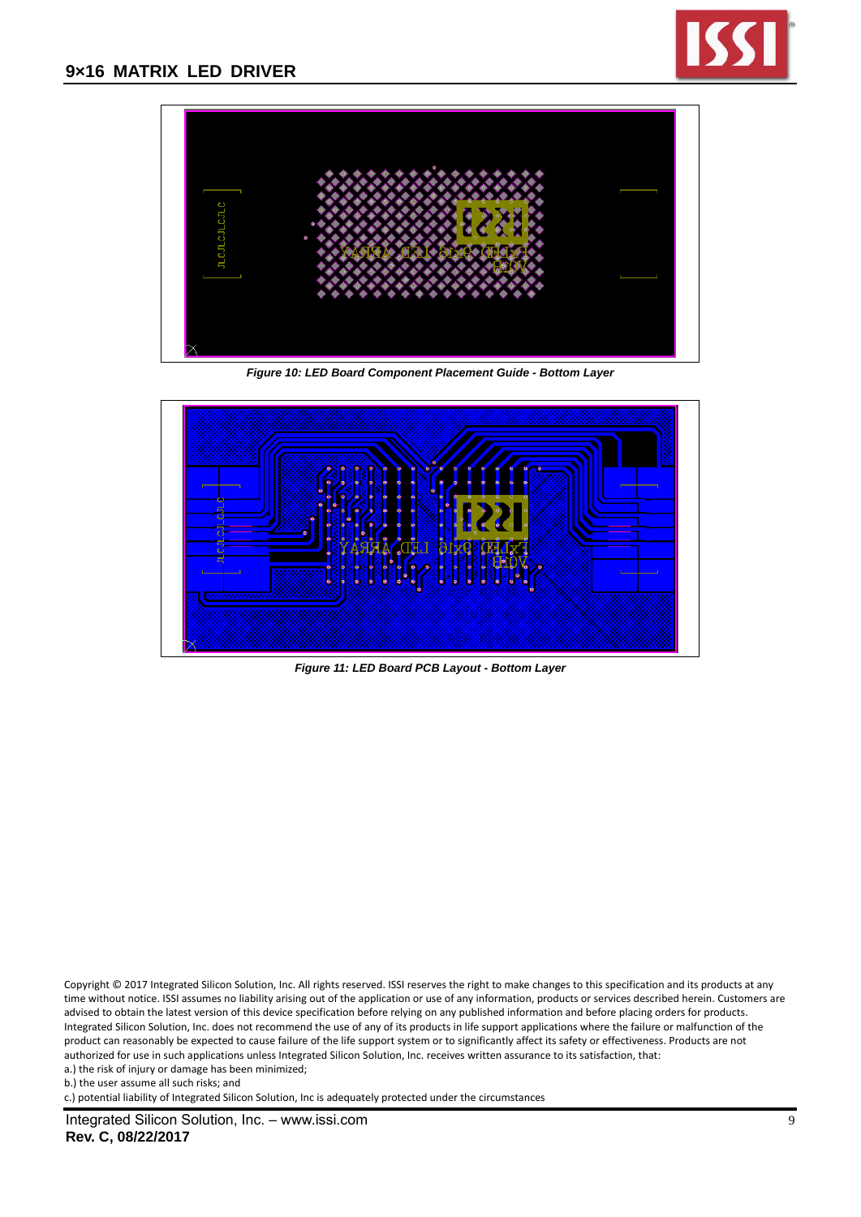*Figure 10: LED Board Component Placement Guide - Bottom Layer*

*Figure 11: LED Board PCB Layout - Bottom Layer*

Copyright © 2017 Integrated Silicon Solution, Inc. All rights reserved. ISSI reserves the right to make changes to this specification and its products at any time without notice. ISSI assumes no liability arising out of the application or use of any information, products or services described herein. Customers are advised to obtain the latest version of this device specification before relying on any published information and before placing orders for products. Integrated Silicon Solution, Inc. does not recommend the use of any of its products in life support applications where the failure or malfunction of the product can reasonably be expected to cause failure of the life support system or to significantly affect its safety or effectiveness. Products are not authorized for use in such applications unless Integrated Silicon Solution, Inc. receives written assurance to its satisfaction, that:

a.) the risk of injury or damage has been minimized;

b.) the user assume all such risks; and

c.) potential liability of Integrated Silicon Solution, Inc is adequately protected under the circumstances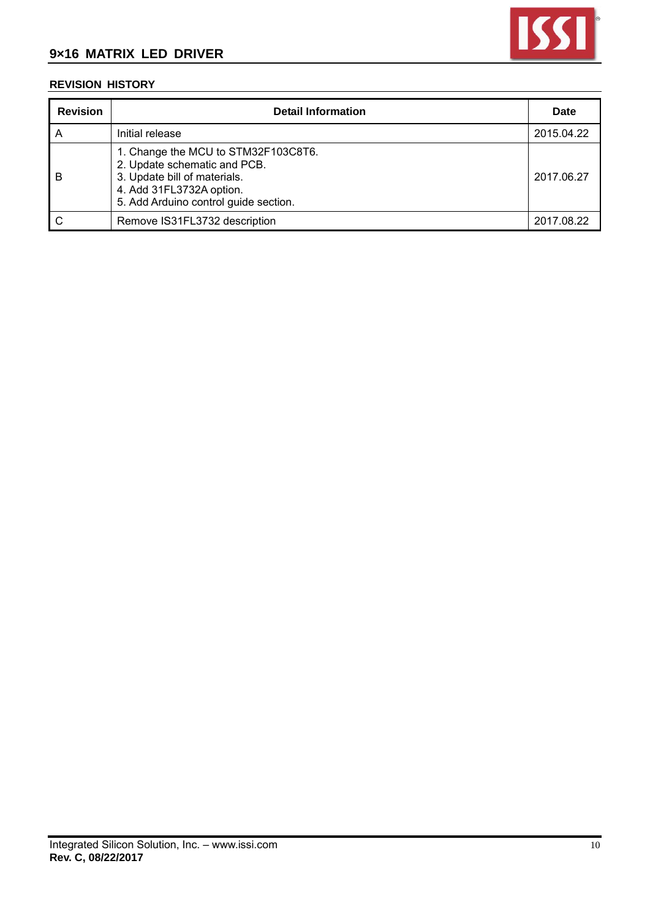## REVISION HISTORY

| Revision | Detail Information | Date |
|---|---|---|
| A | Initial release | 2015.04.22 |
| B | 1. Change the MCU to STM32F103C8T6.<br>2. Update schematic and PCB.<br>3. Update bill of materials.<br>4. Add 31FL3732A option.<br>5. Add Arduino control guide section. | 2017.06.27 |
| C | Remove IS31FL3732 description | 2017.08.22 |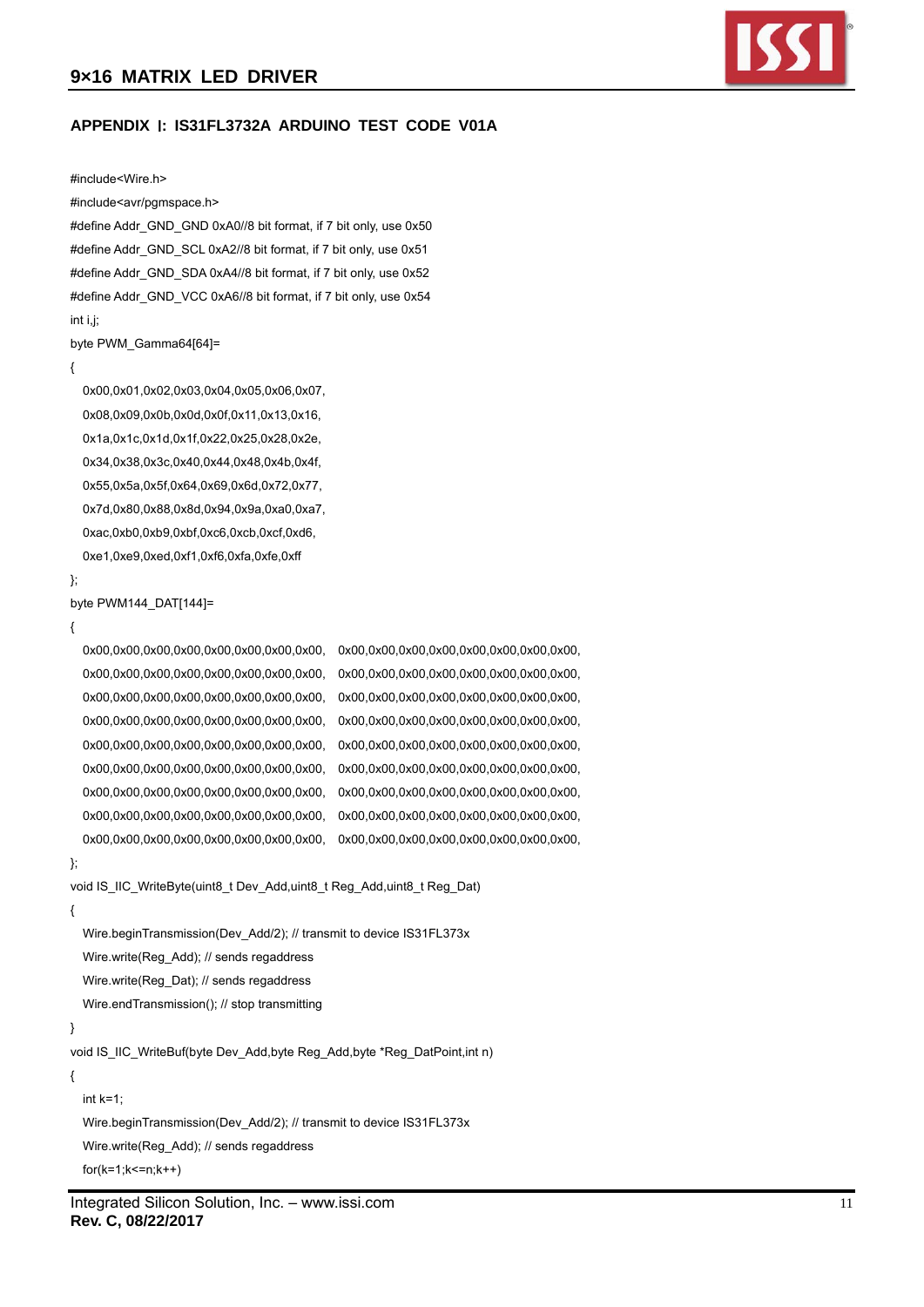## APPENDIX Ⅰ: IS31FL3732A ARDUINO TEST CODE V01A

```
#include<Wire.h>
#include<avr/pgmspace.h>
#define Addr_GND_GND 0xA0//8 bit format, if 7 bit only, use 0x50
#define Addr_GND_SCL 0xA2//8 bit format, if 7 bit only, use 0x51
#define Addr_GND_SDA 0xA4//8 bit format, if 7 bit only, use 0x52
#define Addr_GND_VCC 0xA6//8 bit format, if 7 bit only, use 0x54
int i,j;
byte PWM_Gamma64[64]=
{
  0x00,0x01,0x02,0x03,0x04,0x05,0x06,0x07,
  0x08,0x09,0x0b,0x0d,0x0f,0x11,0x13,0x16,
  0x1a,0x1c,0x1d,0x1f,0x22,0x25,0x28,0x2e,
  0x34,0x38,0x3c,0x40,0x44,0x48,0x4b,0x4f,
  0x55,0x5a,0x5f,0x64,0x69,0x6d,0x72,0x77,
  0x7d,0x80,0x88,0x8d,0x94,0x9a,0xa0,0xa7,
  0xac,0xb0,0xb9,0xbf,0xc6,0xcb,0xcf,0xd6,
  0xe1,0xe9,0xed,0xf1,0xf6,0xfa,0xfe,0xff
};
byte PWM144_DAT[144]=
{
  0x00,0x00,0x00,0x00,0x00,0x00,0x00,0x00,  0x00,0x00,0x00,0x00,0x00,0x00,0x00,0x00,
  0x00,0x00,0x00,0x00,0x00,0x00,0x00,0x00,  0x00,0x00,0x00,0x00,0x00,0x00,0x00,0x00,
  0x00,0x00,0x00,0x00,0x00,0x00,0x00,0x00,  0x00,0x00,0x00,0x00,0x00,0x00,0x00,0x00,
  0x00,0x00,0x00,0x00,0x00,0x00,0x00,0x00,  0x00,0x00,0x00,0x00,0x00,0x00,0x00,0x00,
  0x00,0x00,0x00,0x00,0x00,0x00,0x00,0x00,  0x00,0x00,0x00,0x00,0x00,0x00,0x00,0x00,
  0x00,0x00,0x00,0x00,0x00,0x00,0x00,0x00,  0x00,0x00,0x00,0x00,0x00,0x00,0x00,0x00,
  0x00,0x00,0x00,0x00,0x00,0x00,0x00,0x00,  0x00,0x00,0x00,0x00,0x00,0x00,0x00,0x00,
  0x00,0x00,0x00,0x00,0x00,0x00,0x00,0x00,  0x00,0x00,0x00,0x00,0x00,0x00,0x00,0x00,
  0x00,0x00,0x00,0x00,0x00,0x00,0x00,0x00,  0x00,0x00,0x00,0x00,0x00,0x00,0x00,0x00,
};
void IS_IIC_WriteByte(uint8_t Dev_Add,uint8_t Reg_Add,uint8_t Reg_Dat)
{
  Wire.beginTransmission(Dev_Add/2); // transmit to device IS31FL373x
  Wire.write(Reg_Add); // sends regaddress
  Wire.write(Reg_Dat); // sends regaddress
  Wire.endTransmission(); // stop transmitting
}
void IS_IIC_WriteBuf(byte Dev_Add,byte Reg_Add,byte *Reg_DatPoint,int n)
{
  int k=1;
  Wire.beginTransmission(Dev_Add/2); // transmit to device IS31FL373x
  Wire.write(Reg_Add); // sends regaddress
  for(k=1;k<=n;k++)
```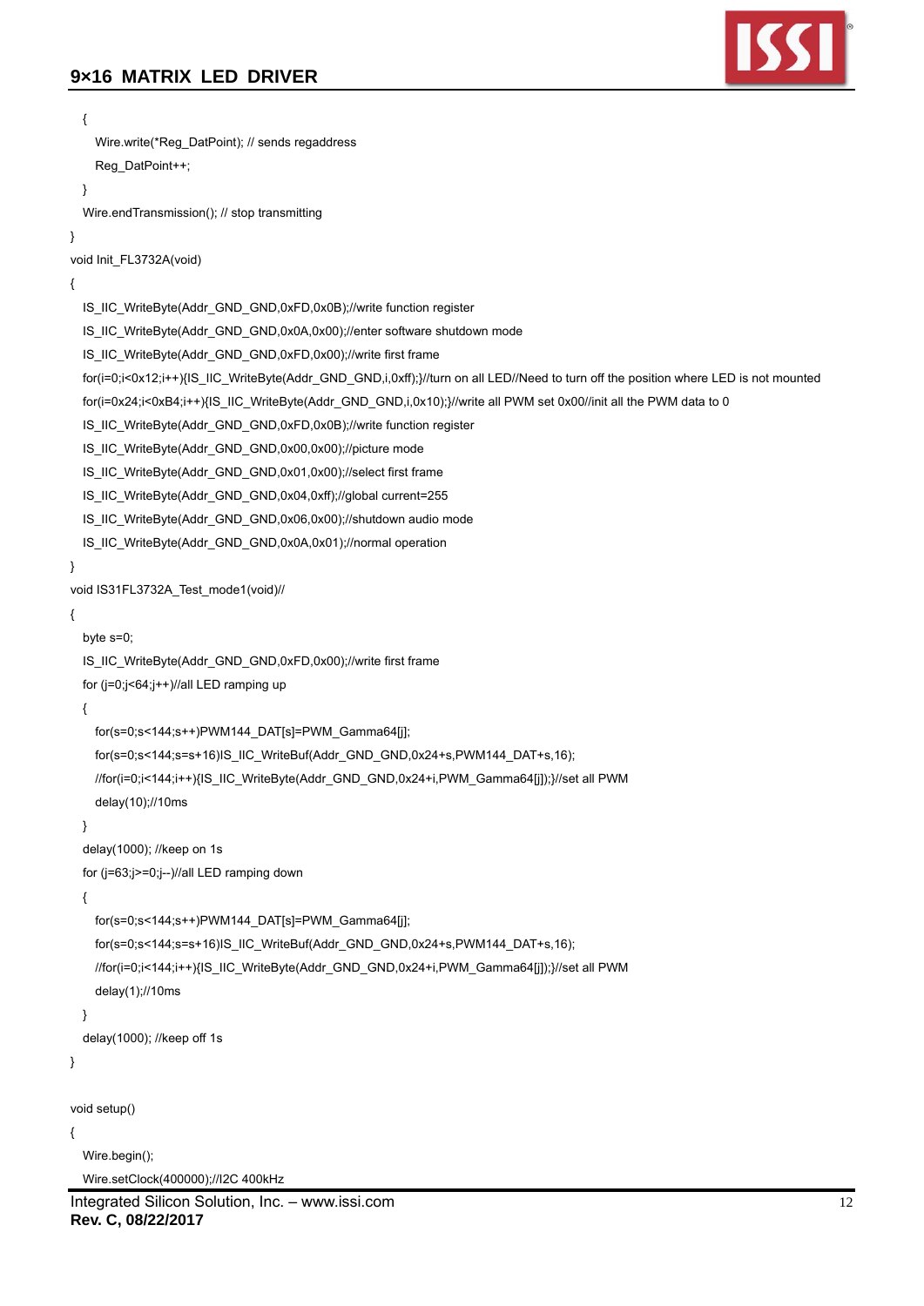```
    {
      Wire.write(*Reg_DatPoint); // sends regaddress
      Reg_DatPoint++;
    }
    Wire.endTransmission(); // stop transmitting
}
void Init_FL3732A(void)
{
    IS_IIC_WriteByte(Addr_GND_GND,0xFD,0x0B);//write function register
    IS_IIC_WriteByte(Addr_GND_GND,0x0A,0x00);//enter software shutdown mode
    IS_IIC_WriteByte(Addr_GND_GND,0xFD,0x00);//write first frame
    for(i=0;i<0x12;i++){IS_IIC_WriteByte(Addr_GND_GND,i,0xff);}//turn on all LED//Need to turn off the position where LED is not mounted
    for(i=0x24;i<0xB4;i++){IS_IIC_WriteByte(Addr_GND_GND,i,0x10);}//write all PWM set 0x00//init all the PWM data to 0
    IS_IIC_WriteByte(Addr_GND_GND,0xFD,0x0B);//write function register
    IS_IIC_WriteByte(Addr_GND_GND,0x00,0x00);//picture mode
    IS_IIC_WriteByte(Addr_GND_GND,0x01,0x00);//select first frame
    IS_IIC_WriteByte(Addr_GND_GND,0x04,0xff);//global current=255
    IS_IIC_WriteByte(Addr_GND_GND,0x06,0x00);//shutdown audio mode
    IS_IIC_WriteByte(Addr_GND_GND,0x0A,0x01);//normal operation
}
void IS31FL3732A_Test_mode1(void)//
{
    byte s=0;
    IS_IIC_WriteByte(Addr_GND_GND,0xFD,0x00);//write first frame
    for (j=0;j<64;j++)//all LED ramping up
    {
      for(s=0;s<144;s++)PWM144_DAT[s]=PWM_Gamma64[j];
      for(s=0;s<144;s=s+16)IS_IIC_WriteBuf(Addr_GND_GND,0x24+s,PWM144_DAT+s,16);
      //for(i=0;i<144;i++){IS_IIC_WriteByte(Addr_GND_GND,0x24+i,PWM_Gamma64[j]);}//set all PWM
      delay(10);//10ms
    }
    delay(1000); //keep on 1s
    for (j=63;j>=0;j--)//all LED ramping down
    {
      for(s=0;s<144;s++)PWM144_DAT[s]=PWM_Gamma64[j];
      for(s=0;s<144;s=s+16)IS_IIC_WriteBuf(Addr_GND_GND,0x24+s,PWM144_DAT+s,16);
      //for(i=0;i<144;i++){IS_IIC_WriteByte(Addr_GND_GND,0x24+i,PWM_Gamma64[j]);}//set all PWM
      delay(1);//10ms
    }
    delay(1000); //keep off 1s
}

void setup()
{
    Wire.begin();
    Wire.setClock(400000);//I2C 400kHz
```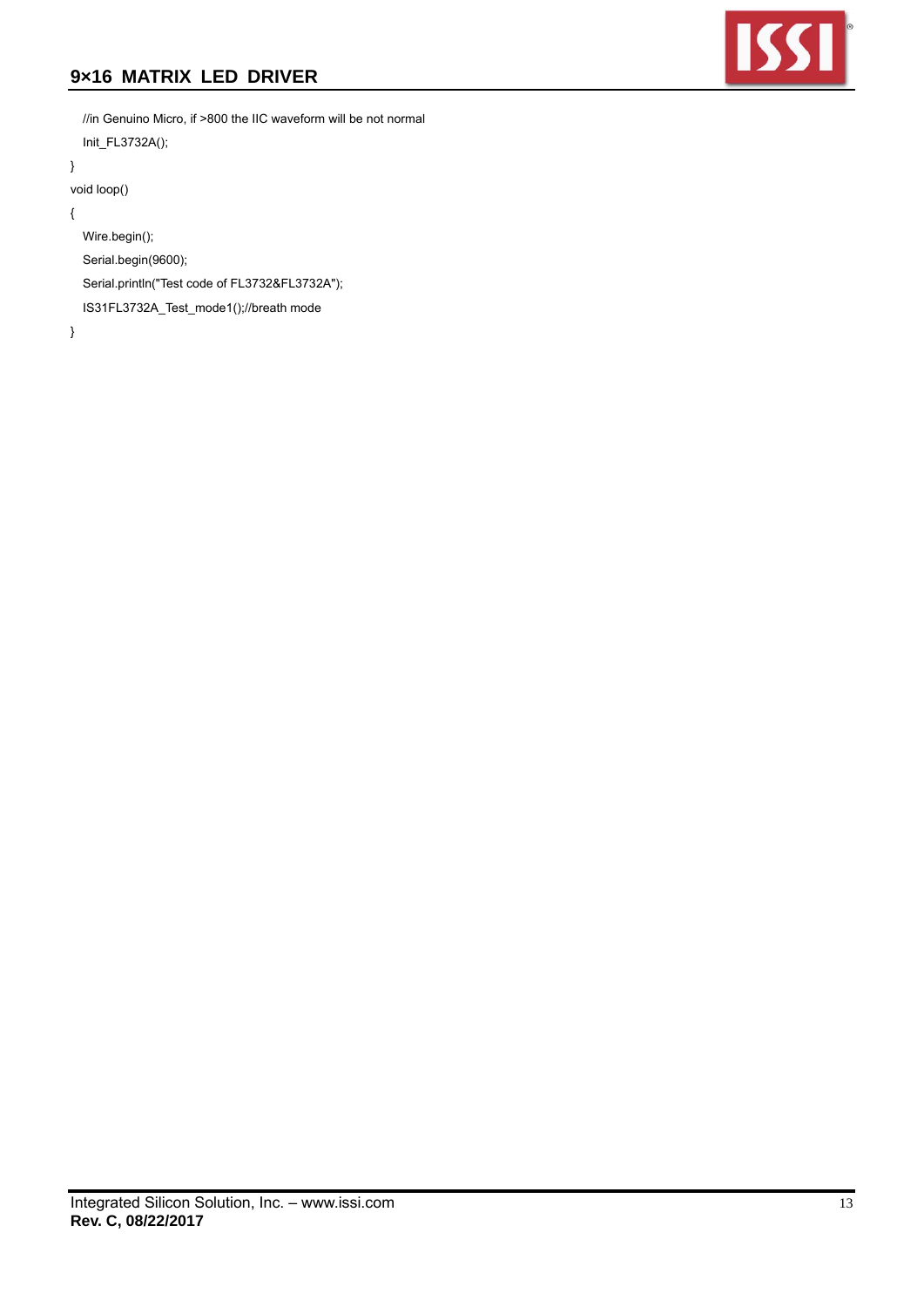```
  //in Genuino Micro, if >800 the IIC waveform will be not normal
  Init_FL3732A();
}
void loop()
{
  Wire.begin();
  Serial.begin(9600);
  Serial.println("Test code of FL3732&FL3732A");
  IS31FL3732A_Test_mode1();//breath mode
}
```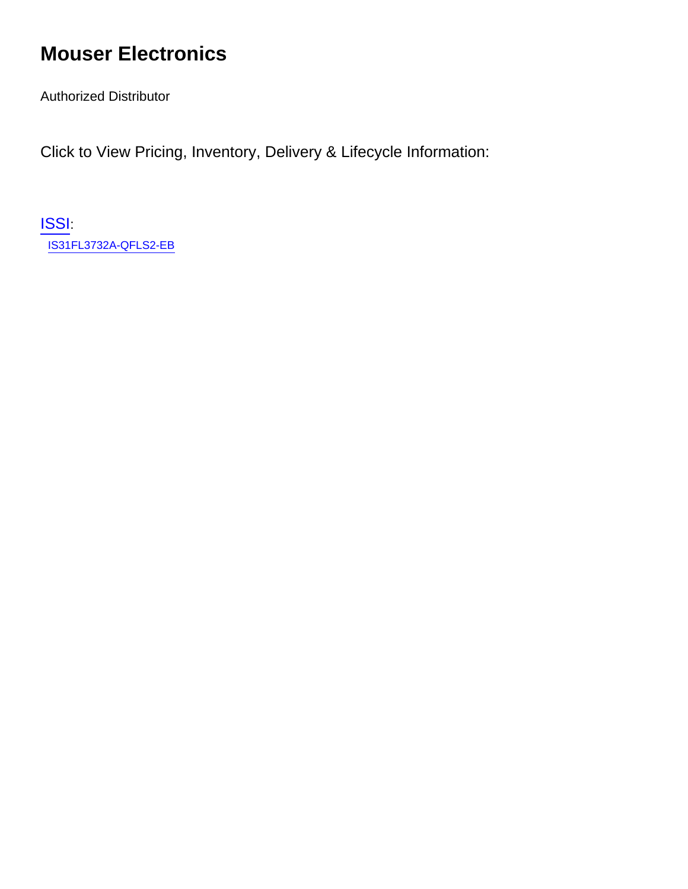# Mouser Electronics

Authorized Distributor

Click to View Pricing, Inventory, Delivery & Lifecycle Information:

ISSI:

IS31FL3732A-QFLS2-EB